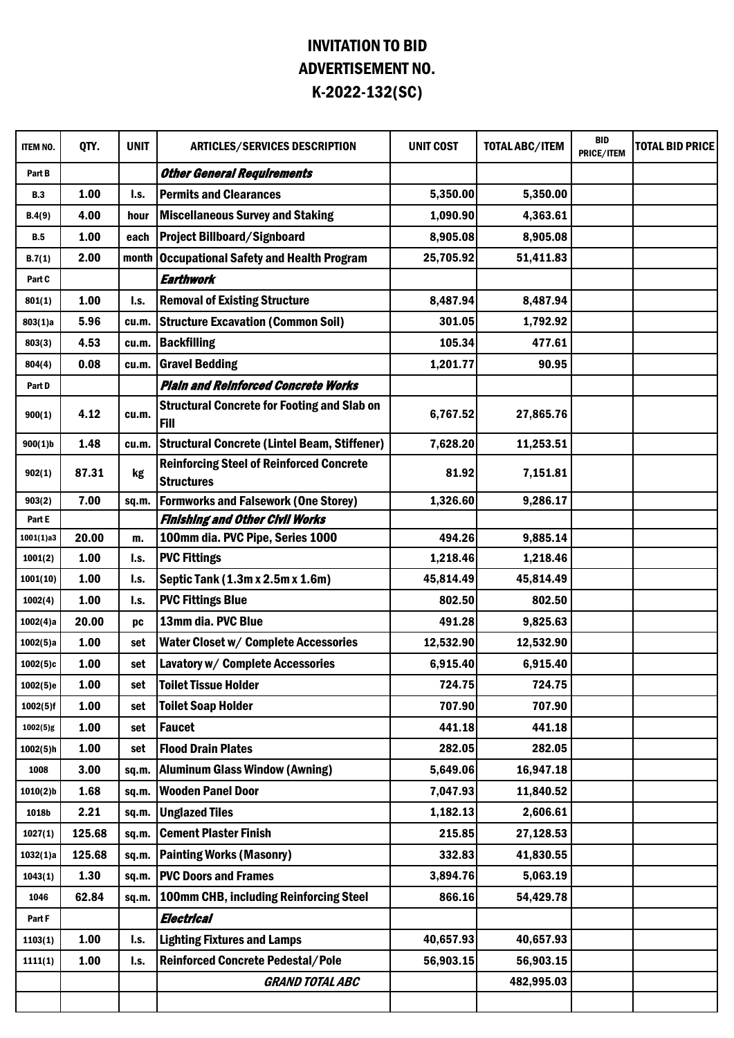# INVITATION TO BID
# ADVERTISEMENT NO.
# K-2022-132(SC)

| ITEM NO. | QTY. | UNIT | ARTICLES/SERVICES DESCRIPTION | UNIT COST | TOTAL ABC/ITEM | BID PRICE/ITEM | TOTAL BID PRICE |
|---|---|---|---|---|---|---|---|
| Part B | | | ***Other General Requirements*** | | | | |
| B.3 | 1.00 | l.s. | Permits and Clearances | 5,350.00 | 5,350.00 | | |
| B.4(9) | 4.00 | hour | Miscellaneous Survey and Staking | 1,090.90 | 4,363.61 | | |
| B.5 | 1.00 | each | Project Billboard/Signboard | 8,905.08 | 8,905.08 | | |
| B.7(1) | 2.00 | month | Occupational Safety and Health Program | 25,705.92 | 51,411.83 | | |
| Part C | | | ***Earthwork*** | | | | |
| 801(1) | 1.00 | l.s. | Removal of Existing Structure | 8,487.94 | 8,487.94 | | |
| 803(1)a | 5.96 | cu.m. | Structure Excavation (Common Soil) | 301.05 | 1,792.92 | | |
| 803(3) | 4.53 | cu.m. | Backfilling | 105.34 | 477.61 | | |
| 804(4) | 0.08 | cu.m. | Gravel Bedding | 1,201.77 | 90.95 | | |
| Part D | | | ***Plain and Reinforced Concrete Works*** | | | | |
| 900(1) | 4.12 | cu.m. | Structural Concrete for Footing and Slab on Fill | 6,767.52 | 27,865.76 | | |
| 900(1)b | 1.48 | cu.m. | Structural Concrete (Lintel Beam, Stiffener) | 7,628.20 | 11,253.51 | | |
| 902(1) | 87.31 | kg | Reinforcing Steel of Reinforced Concrete Structures | 81.92 | 7,151.81 | | |
| 903(2) | 7.00 | sq.m. | Formworks and Falsework (One Storey) | 1,326.60 | 9,286.17 | | |
| Part E | | | ***Finishing and Other Civil Works*** | | | | |
| 1001(1)a3 | 20.00 | m. | 100mm dia. PVC Pipe, Series 1000 | 494.26 | 9,885.14 | | |
| 1001(2) | 1.00 | l.s. | PVC Fittings | 1,218.46 | 1,218.46 | | |
| 1001(10) | 1.00 | l.s. | Septic Tank (1.3m x 2.5m x 1.6m) | 45,814.49 | 45,814.49 | | |
| 1002(4) | 1.00 | l.s. | PVC Fittings Blue | 802.50 | 802.50 | | |
| 1002(4)a | 20.00 | pc | 13mm dia. PVC Blue | 491.28 | 9,825.63 | | |
| 1002(5)a | 1.00 | set | Water Closet w/ Complete Accessories | 12,532.90 | 12,532.90 | | |
| 1002(5)c | 1.00 | set | Lavatory w/ Complete Accessories | 6,915.40 | 6,915.40 | | |
| 1002(5)e | 1.00 | set | Toilet Tissue Holder | 724.75 | 724.75 | | |
| 1002(5)f | 1.00 | set | Toilet Soap Holder | 707.90 | 707.90 | | |
| 1002(5)g | 1.00 | set | Faucet | 441.18 | 441.18 | | |
| 1002(5)h | 1.00 | set | Flood Drain Plates | 282.05 | 282.05 | | |
| 1008 | 3.00 | sq.m. | Aluminum Glass Window (Awning) | 5,649.06 | 16,947.18 | | |
| 1010(2)b | 1.68 | sq.m. | Wooden Panel Door | 7,047.93 | 11,840.52 | | |
| 1018b | 2.21 | sq.m. | Unglazed Tiles | 1,182.13 | 2,606.61 | | |
| 1027(1) | 125.68 | sq.m. | Cement Plaster Finish | 215.85 | 27,128.53 | | |
| 1032(1)a | 125.68 | sq.m. | Painting Works (Masonry) | 332.83 | 41,830.55 | | |
| 1043(1) | 1.30 | sq.m. | PVC Doors and Frames | 3,894.76 | 5,063.19 | | |
| 1046 | 62.84 | sq.m. | 100mm CHB, including Reinforcing Steel | 866.16 | 54,429.78 | | |
| Part F | | | ***Electrical*** | | | | |
| 1103(1) | 1.00 | l.s. | Lighting Fixtures and Lamps | 40,657.93 | 40,657.93 | | |
| 1111(1) | 1.00 | l.s. | Reinforced Concrete Pedestal/Pole | 56,903.15 | 56,903.15 | | |
| | | | ***GRAND TOTAL ABC*** | | 482,995.03 | | |
| | | | | | | | |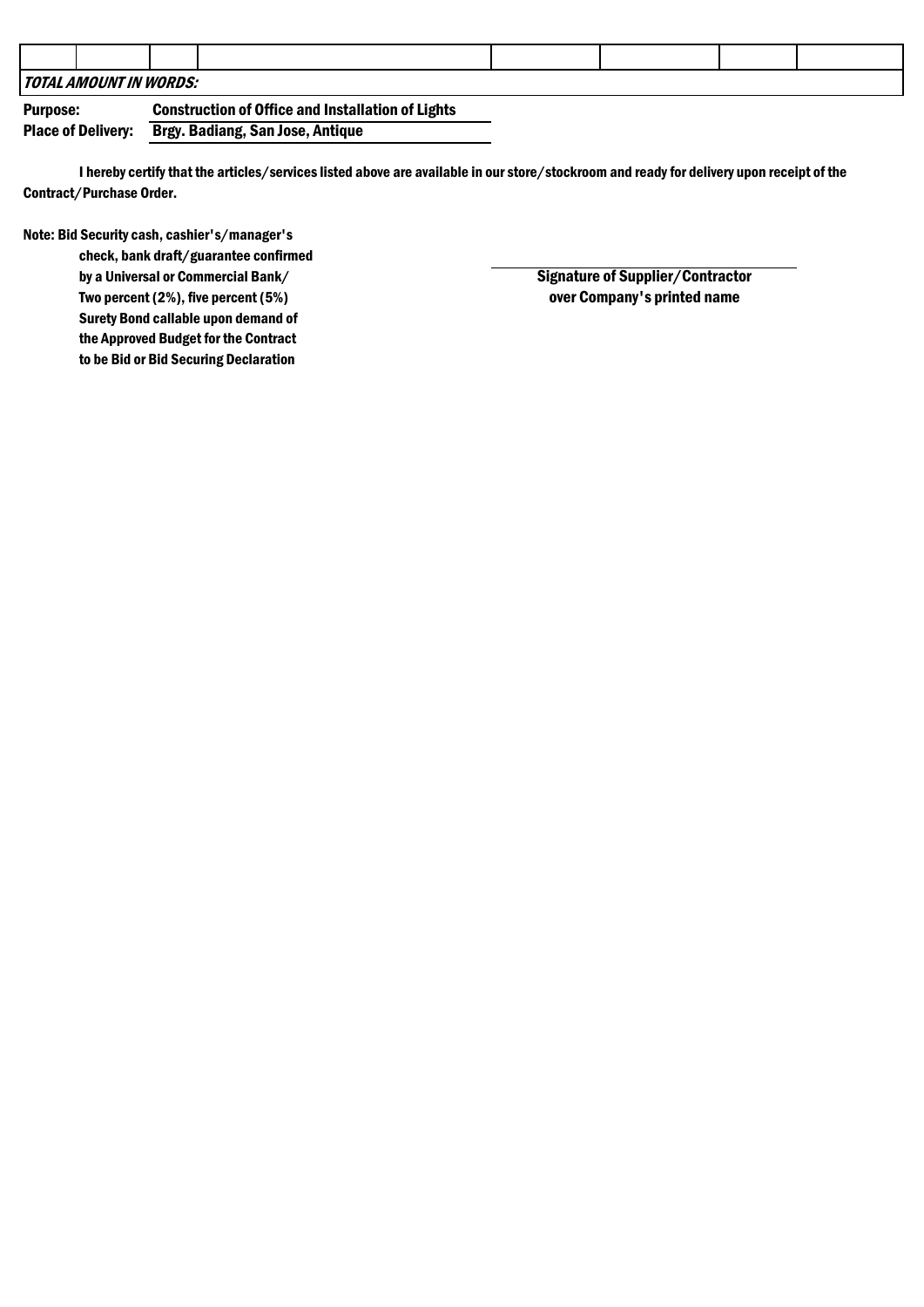| | | | | | | | |
|---|---|---|---|---|---|---|---|
| | | | | | | | |
| ***TOTAL AMOUNT IN WORDS:*** | | | | | | | |

**Purpose:** **Construction of Office and Installation of Lights**

**Place of Delivery:** **Brgy. Badiang, San Jose, Antique**

**I hereby certify that the articles/services listed above are available in our store/stockroom and ready for delivery upon receipt of the Contract/Purchase Order.**

**Note: Bid Security cash, cashier's/manager's check, bank draft/guarantee confirmed by a Universal or Commercial Bank/ Two percent (2%), five percent (5%) Surety Bond callable upon demand of the Approved Budget for the Contract to be Bid or Bid Securing Declaration**

______________________________

**Signature of Supplier/Contractor over Company's printed name**